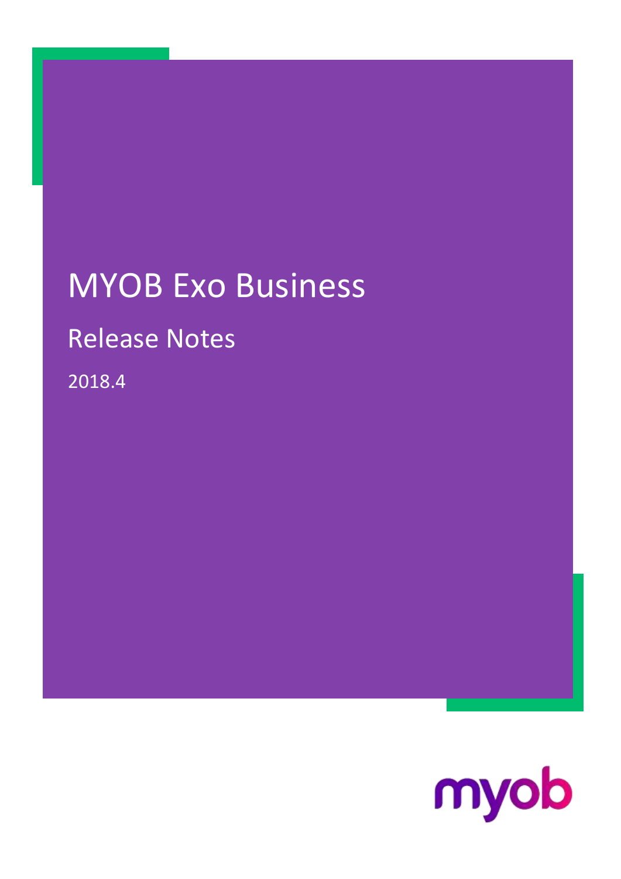# MYOB Exo Business

## Release Notes

2018.4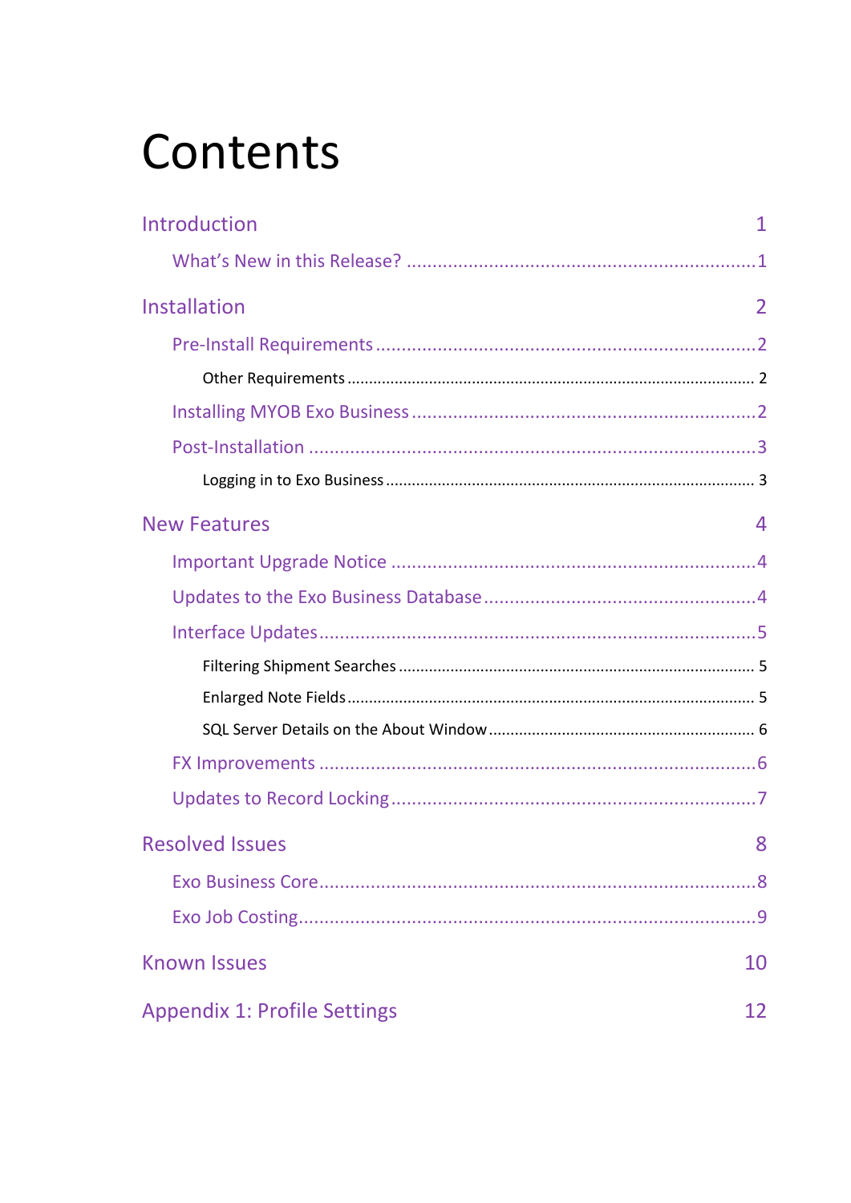# Contents

Introduction 1

- What's New in this Release? 1

Installation 2

- Pre-Install Requirements 2
  - Other Requirements 2
- Installing MYOB Exo Business 2
- Post-Installation 3
  - Logging in to Exo Business 3

New Features 4

- Important Upgrade Notice 4
- Updates to the Exo Business Database 4
- Interface Updates 5
  - Filtering Shipment Searches 5
  - Enlarged Note Fields 5
  - SQL Server Details on the About Window 6
- FX Improvements 6
- Updates to Record Locking 7

Resolved Issues 8

- Exo Business Core 8
- Exo Job Costing 9

Known Issues 10

Appendix 1: Profile Settings 12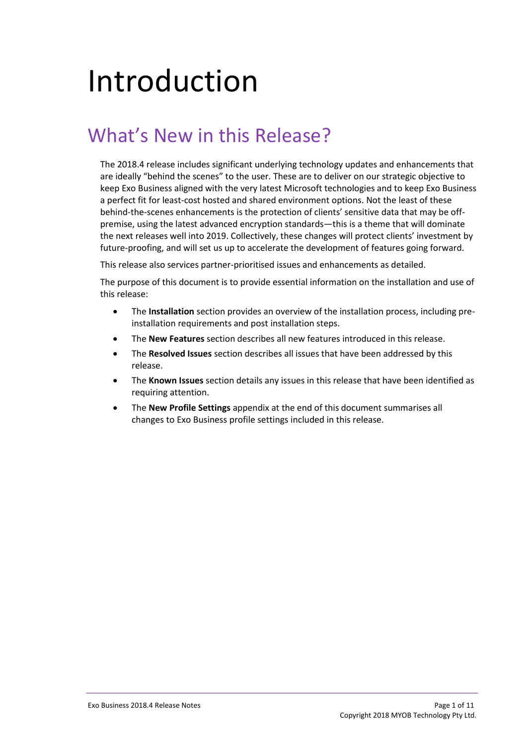# Introduction

## What's New in this Release?

The 2018.4 release includes significant underlying technology updates and enhancements that are ideally "behind the scenes" to the user. These are to deliver on our strategic objective to keep Exo Business aligned with the very latest Microsoft technologies and to keep Exo Business a perfect fit for least-cost hosted and shared environment options. Not the least of these behind-the-scenes enhancements is the protection of clients' sensitive data that may be off-premise, using the latest advanced encryption standards—this is a theme that will dominate the next releases well into 2019. Collectively, these changes will protect clients' investment by future-proofing, and will set us up to accelerate the development of features going forward.

This release also services partner-prioritised issues and enhancements as detailed.

The purpose of this document is to provide essential information on the installation and use of this release:

- The **Installation** section provides an overview of the installation process, including pre-installation requirements and post installation steps.
- The **New Features** section describes all new features introduced in this release.
- The **Resolved Issues** section describes all issues that have been addressed by this release.
- The **Known Issues** section details any issues in this release that have been identified as requiring attention.
- The **New Profile Settings** appendix at the end of this document summarises all changes to Exo Business profile settings included in this release.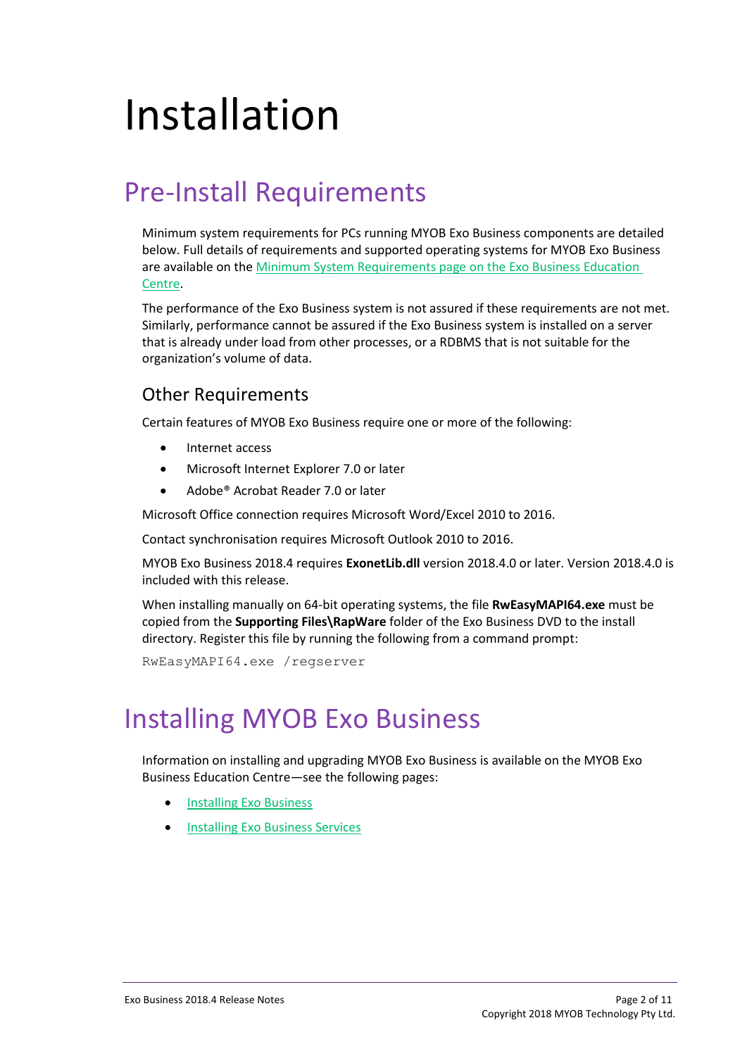# Installation

## Pre-Install Requirements

Minimum system requirements for PCs running MYOB Exo Business components are detailed below. Full details of requirements and supported operating systems for MYOB Exo Business are available on the Minimum System Requirements page on the Exo Business Education Centre.

The performance of the Exo Business system is not assured if these requirements are not met. Similarly, performance cannot be assured if the Exo Business system is installed on a server that is already under load from other processes, or a RDBMS that is not suitable for the organization's volume of data.

### Other Requirements

Certain features of MYOB Exo Business require one or more of the following:

- Internet access
- Microsoft Internet Explorer 7.0 or later
- Adobe® Acrobat Reader 7.0 or later

Microsoft Office connection requires Microsoft Word/Excel 2010 to 2016.

Contact synchronisation requires Microsoft Outlook 2010 to 2016.

MYOB Exo Business 2018.4 requires **ExonetLib.dll** version 2018.4.0 or later. Version 2018.4.0 is included with this release.

When installing manually on 64-bit operating systems, the file **RwEasyMAPI64.exe** must be copied from the **Supporting Files\RapWare** folder of the Exo Business DVD to the install directory. Register this file by running the following from a command prompt:

```
RwEasyMAPI64.exe /regserver
```

## Installing MYOB Exo Business

Information on installing and upgrading MYOB Exo Business is available on the MYOB Exo Business Education Centre—see the following pages:

- Installing Exo Business
- Installing Exo Business Services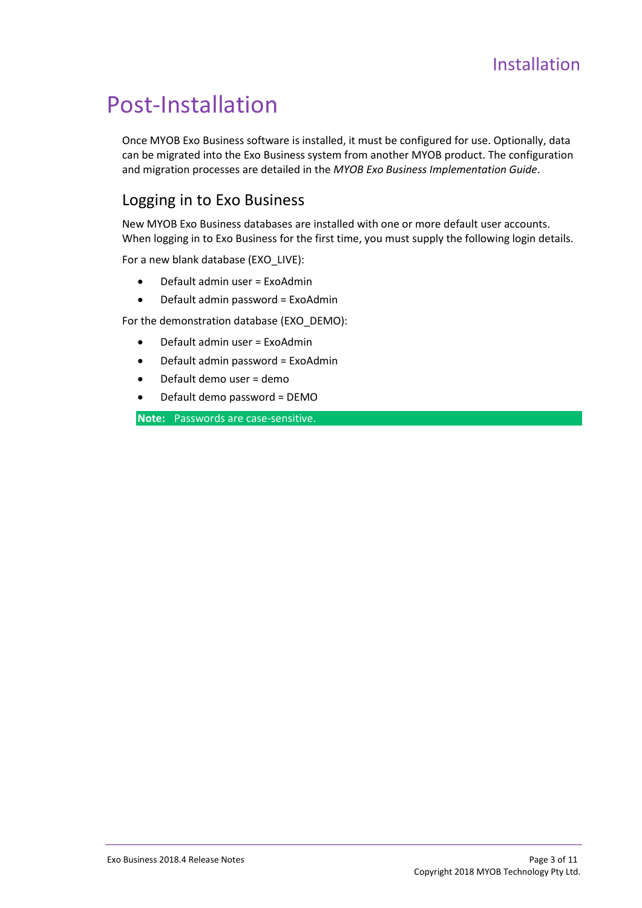# Post-Installation

Once MYOB Exo Business software is installed, it must be configured for use. Optionally, data can be migrated into the Exo Business system from another MYOB product. The configuration and migration processes are detailed in the *MYOB Exo Business Implementation Guide*.

## Logging in to Exo Business

New MYOB Exo Business databases are installed with one or more default user accounts. When logging in to Exo Business for the first time, you must supply the following login details.

For a new blank database (EXO_LIVE):

- Default admin user = ExoAdmin
- Default admin password = ExoAdmin

For the demonstration database (EXO_DEMO):

- Default admin user = ExoAdmin
- Default admin password = ExoAdmin
- Default demo user = demo
- Default demo password = DEMO

**Note:** Passwords are case-sensitive.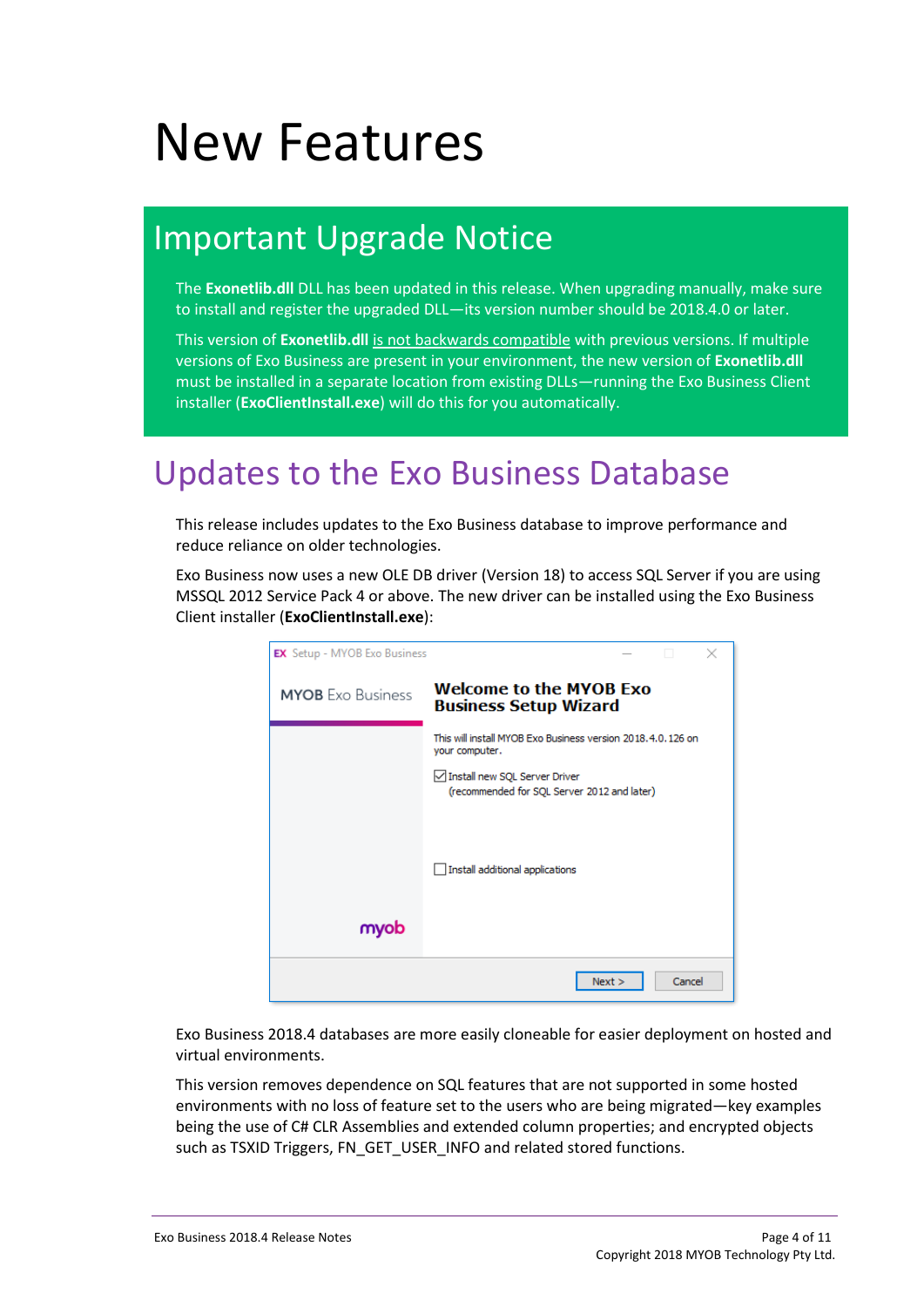# New Features

## Important Upgrade Notice

The **Exonetlib.dll** DLL has been updated in this release. When upgrading manually, make sure to install and register the upgraded DLL—its version number should be 2018.4.0 or later.

This version of **Exonetlib.dll** is not backwards compatible with previous versions. If multiple versions of Exo Business are present in your environment, the new version of **Exonetlib.dll** must be installed in a separate location from existing DLLs—running the Exo Business Client installer (**ExoClientInstall.exe**) will do this for you automatically.

## Updates to the Exo Business Database

This release includes updates to the Exo Business database to improve performance and reduce reliance on older technologies.

Exo Business now uses a new OLE DB driver (Version 18) to access SQL Server if you are using MSSQL 2012 Service Pack 4 or above. The new driver can be installed using the Exo Business Client installer (**ExoClientInstall.exe**):

Exo Business 2018.4 databases are more easily cloneable for easier deployment on hosted and virtual environments.

This version removes dependence on SQL features that are not supported in some hosted environments with no loss of feature set to the users who are being migrated—key examples being the use of C# CLR Assemblies and extended column properties; and encrypted objects such as TSXID Triggers, FN_GET_USER_INFO and related stored functions.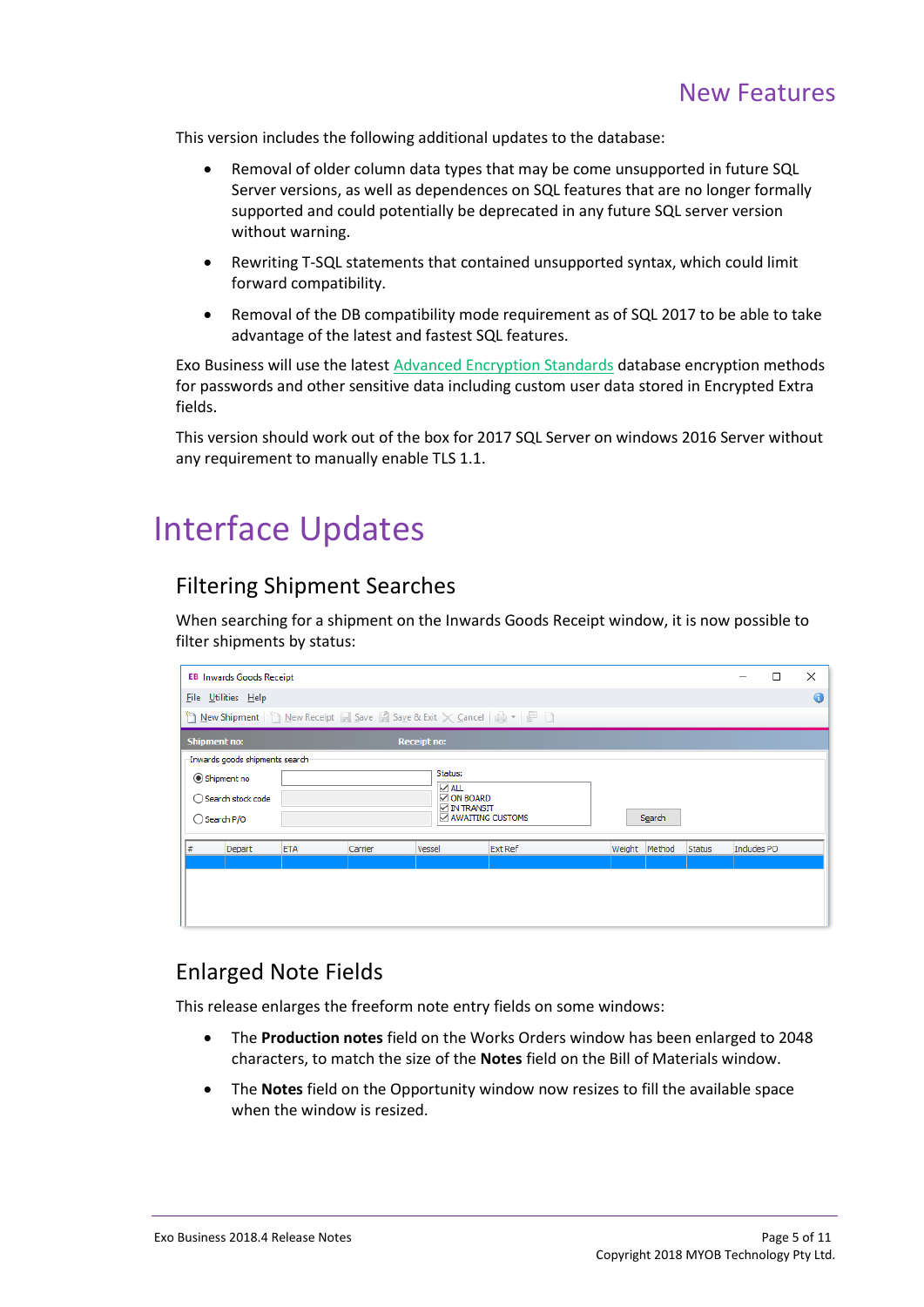# New Features

This version includes the following additional updates to the database:

- Removal of older column data types that may be come unsupported in future SQL Server versions, as well as dependences on SQL features that are no longer formally supported and could potentially be deprecated in any future SQL server version without warning.
- Rewriting T-SQL statements that contained unsupported syntax, which could limit forward compatibility.
- Removal of the DB compatibility mode requirement as of SQL 2017 to be able to take advantage of the latest and fastest SQL features.

Exo Business will use the latest Advanced Encryption Standards database encryption methods for passwords and other sensitive data including custom user data stored in Encrypted Extra fields.

This version should work out of the box for 2017 SQL Server on windows 2016 Server without any requirement to manually enable TLS 1.1.

# Interface Updates

## Filtering Shipment Searches

When searching for a shipment on the Inwards Goods Receipt window, it is now possible to filter shipments by status:

## Enlarged Note Fields

This release enlarges the freeform note entry fields on some windows:

- The **Production notes** field on the Works Orders window has been enlarged to 2048 characters, to match the size of the **Notes** field on the Bill of Materials window.
- The **Notes** field on the Opportunity window now resizes to fill the available space when the window is resized.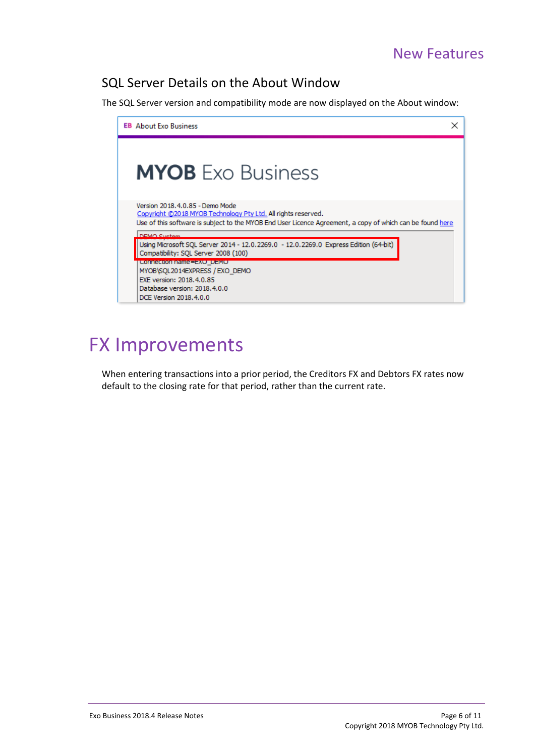## SQL Server Details on the About Window

The SQL Server version and compatibility mode are now displayed on the About window:

# FX Improvements

When entering transactions into a prior period, the Creditors FX and Debtors FX rates now default to the closing rate for that period, rather than the current rate.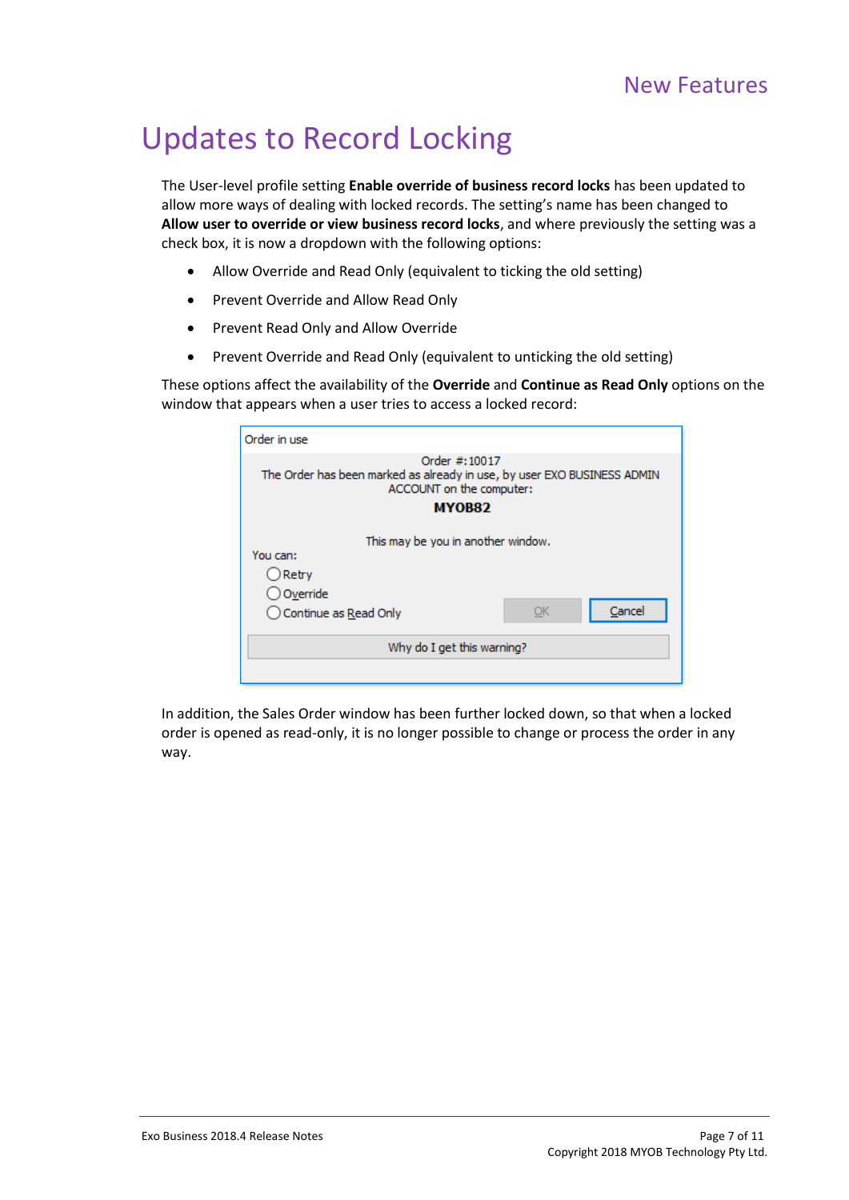# Updates to Record Locking

The User-level profile setting **Enable override of business record locks** has been updated to allow more ways of dealing with locked records. The setting's name has been changed to **Allow user to override or view business record locks**, and where previously the setting was a check box, it is now a dropdown with the following options:

- Allow Override and Read Only (equivalent to ticking the old setting)
- Prevent Override and Allow Read Only
- Prevent Read Only and Allow Override
- Prevent Override and Read Only (equivalent to unticking the old setting)

These options affect the availability of the **Override** and **Continue as Read Only** options on the window that appears when a user tries to access a locked record:

In addition, the Sales Order window has been further locked down, so that when a locked order is opened as read-only, it is no longer possible to change or process the order in any way.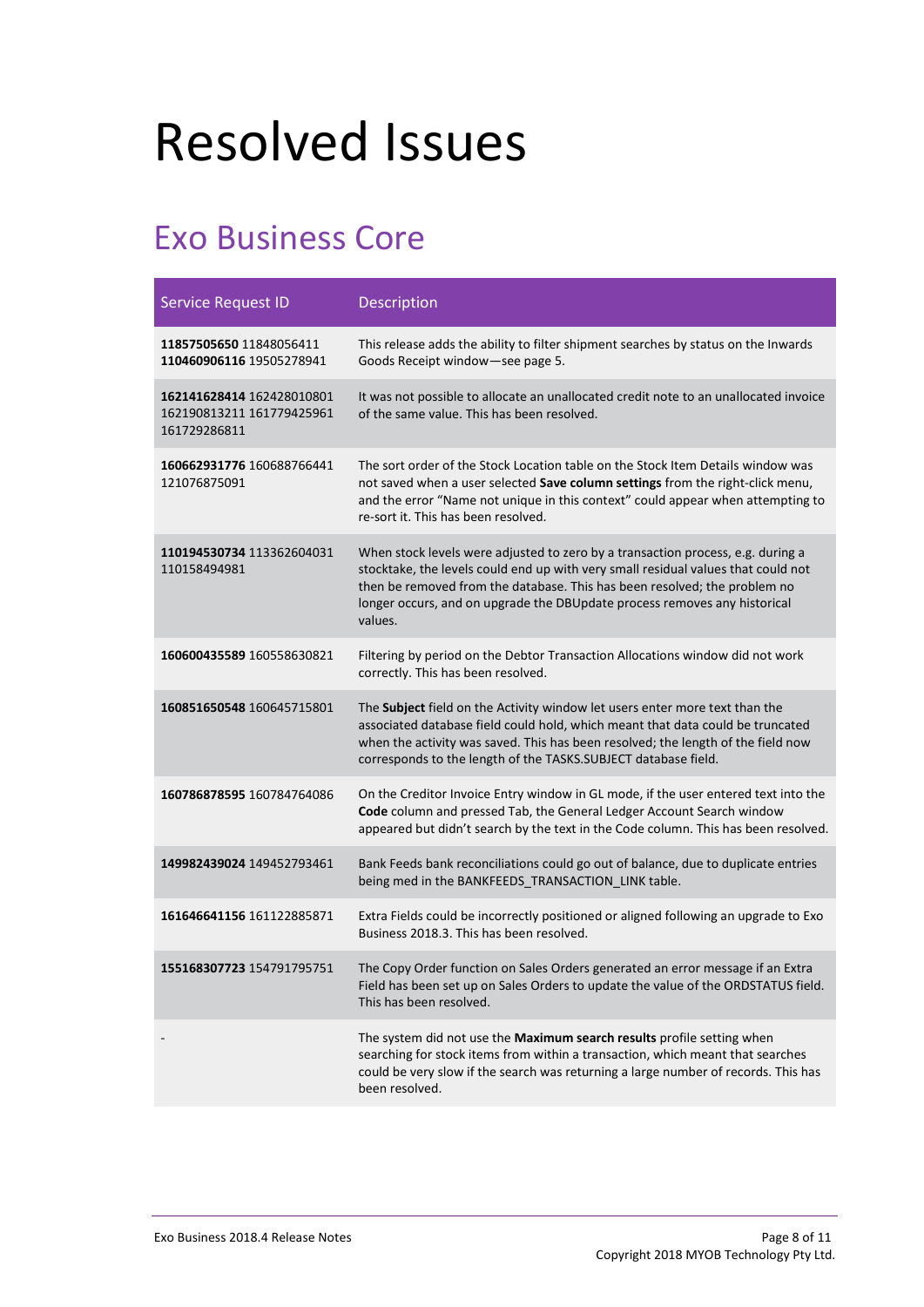# Resolved Issues

## Exo Business Core

| Service Request ID | Description |
|---|---|
| **11857505650** 11848056411 **110460906116** 19505278941 | This release adds the ability to filter shipment searches by status on the Inwards Goods Receipt window—see page 5. |
| **162141628414** 162428010801 162190813211 161779425961 161729286811 | It was not possible to allocate an unallocated credit note to an unallocated invoice of the same value. This has been resolved. |
| **160662931776** 160688766441 121076875091 | The sort order of the Stock Location table on the Stock Item Details window was not saved when a user selected **Save column settings** from the right-click menu, and the error "Name not unique in this context" could appear when attempting to re-sort it. This has been resolved. |
| **110194530734** 113362604031 110158494981 | When stock levels were adjusted to zero by a transaction process, e.g. during a stocktake, the levels could end up with very small residual values that could not then be removed from the database. This has been resolved; the problem no longer occurs, and on upgrade the DBUpdate process removes any historical values. |
| **160600435589** 160558630821 | Filtering by period on the Debtor Transaction Allocations window did not work correctly. This has been resolved. |
| **160851650548** 160645715801 | The **Subject** field on the Activity window let users enter more text than the associated database field could hold, which meant that data could be truncated when the activity was saved. This has been resolved; the length of the field now corresponds to the length of the TASKS.SUBJECT database field. |
| **160786878595** 160784764086 | On the Creditor Invoice Entry window in GL mode, if the user entered text into the **Code** column and pressed Tab, the General Ledger Account Search window appeared but didn't search by the text in the Code column. This has been resolved. |
| **149982439024** 149452793461 | Bank Feeds bank reconciliations could go out of balance, due to duplicate entries being med in the BANKFEEDS_TRANSACTION_LINK table. |
| **161646641156** 161122885871 | Extra Fields could be incorrectly positioned or aligned following an upgrade to Exo Business 2018.3. This has been resolved. |
| **155168307723** 154791795751 | The Copy Order function on Sales Orders generated an error message if an Extra Field has been set up on Sales Orders to update the value of the ORDSTATUS field. This has been resolved. |
| - | The system did not use the **Maximum search results** profile setting when searching for stock items from within a transaction, which meant that searches could be very slow if the search was returning a large number of records. This has been resolved. |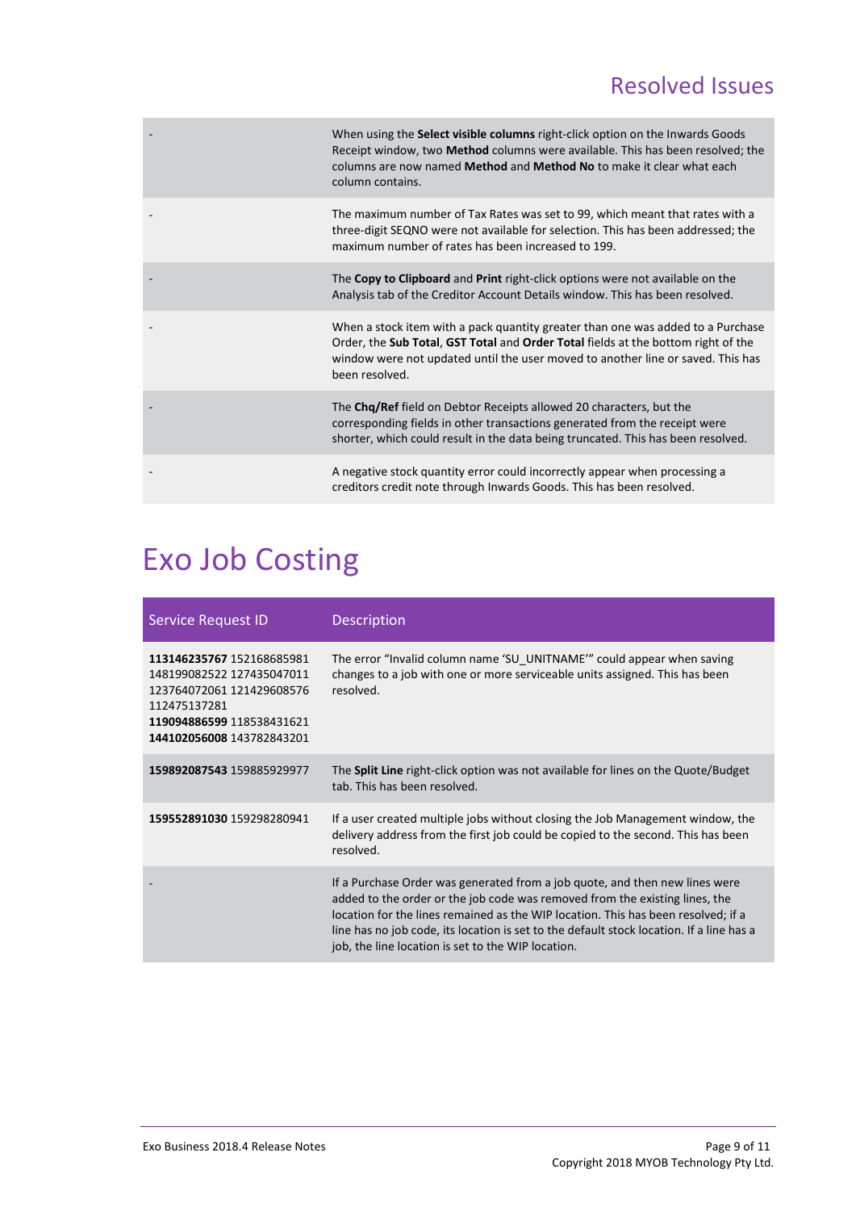| | |
|---|---|
| - | When using the **Select visible columns** right-click option on the Inwards Goods Receipt window, two **Method** columns were available. This has been resolved; the columns are now named **Method** and **Method No** to make it clear what each column contains. |
| - | The maximum number of Tax Rates was set to 99, which meant that rates with a three-digit SEQNO were not available for selection. This has been addressed; the maximum number of rates has been increased to 199. |
| - | The **Copy to Clipboard** and **Print** right-click options were not available on the Analysis tab of the Creditor Account Details window. This has been resolved. |
| - | When a stock item with a pack quantity greater than one was added to a Purchase Order, the **Sub Total**, **GST Total** and **Order Total** fields at the bottom right of the window were not updated until the user moved to another line or saved. This has been resolved. |
| - | The **Chq/Ref** field on Debtor Receipts allowed 20 characters, but the corresponding fields in other transactions generated from the receipt were shorter, which could result in the data being truncated. This has been resolved. |
| - | A negative stock quantity error could incorrectly appear when processing a creditors credit note through Inwards Goods. This has been resolved. |

# Exo Job Costing

| Service Request ID | Description |
|---|---|
| **113146235767** 152168685981 148199082522 127435047011 123764072061 121429608576 112475137281 **119094886599** 118538431621 **144102056008** 143782843201 | The error "Invalid column name 'SU_UNITNAME'" could appear when saving changes to a job with one or more serviceable units assigned. This has been resolved. |
| **159892087543** 159885929977 | The **Split Line** right-click option was not available for lines on the Quote/Budget tab. This has been resolved. |
| **159552891030** 159298280941 | If a user created multiple jobs without closing the Job Management window, the delivery address from the first job could be copied to the second. This has been resolved. |
| - | If a Purchase Order was generated from a job quote, and then new lines were added to the order or the job code was removed from the existing lines, the location for the lines remained as the WIP location. This has been resolved; if a line has no job code, its location is set to the default stock location. If a line has a job, the line location is set to the WIP location. |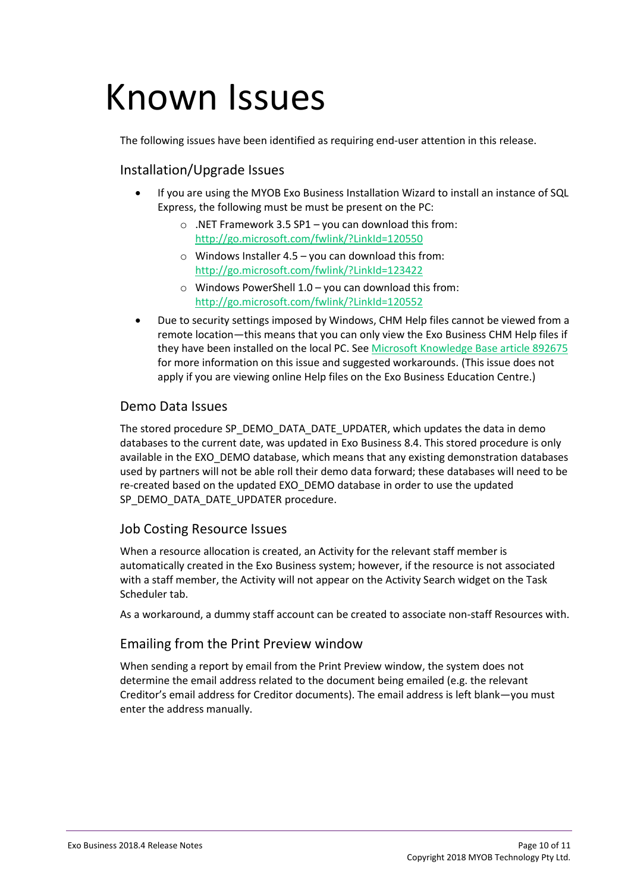# Known Issues

The following issues have been identified as requiring end-user attention in this release.

## Installation/Upgrade Issues

- If you are using the MYOB Exo Business Installation Wizard to install an instance of SQL Express, the following must be must be present on the PC:
  - .NET Framework 3.5 SP1 – you can download this from: http://go.microsoft.com/fwlink/?LinkId=120550
  - Windows Installer 4.5 – you can download this from: http://go.microsoft.com/fwlink/?LinkId=123422
  - Windows PowerShell 1.0 – you can download this from: http://go.microsoft.com/fwlink/?LinkId=120552
- Due to security settings imposed by Windows, CHM Help files cannot be viewed from a remote location—this means that you can only view the Exo Business CHM Help files if they have been installed on the local PC. See Microsoft Knowledge Base article 892675 for more information on this issue and suggested workarounds. (This issue does not apply if you are viewing online Help files on the Exo Business Education Centre.)

## Demo Data Issues

The stored procedure SP_DEMO_DATA_DATE_UPDATER, which updates the data in demo databases to the current date, was updated in Exo Business 8.4. This stored procedure is only available in the EXO_DEMO database, which means that any existing demonstration databases used by partners will not be able roll their demo data forward; these databases will need to be re-created based on the updated EXO_DEMO database in order to use the updated SP_DEMO_DATA_DATE_UPDATER procedure.

## Job Costing Resource Issues

When a resource allocation is created, an Activity for the relevant staff member is automatically created in the Exo Business system; however, if the resource is not associated with a staff member, the Activity will not appear on the Activity Search widget on the Task Scheduler tab.

As a workaround, a dummy staff account can be created to associate non-staff Resources with.

## Emailing from the Print Preview window

When sending a report by email from the Print Preview window, the system does not determine the email address related to the document being emailed (e.g. the relevant Creditor's email address for Creditor documents). The email address is left blank—you must enter the address manually.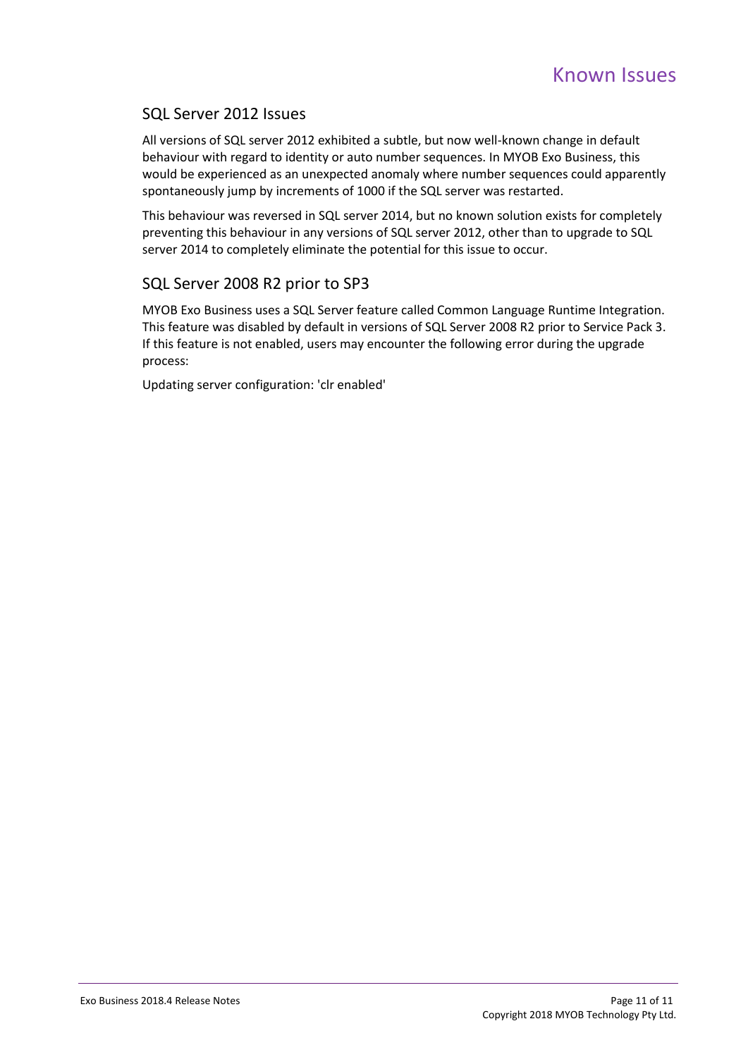# Known Issues

## SQL Server 2012 Issues

All versions of SQL server 2012 exhibited a subtle, but now well-known change in default behaviour with regard to identity or auto number sequences. In MYOB Exo Business, this would be experienced as an unexpected anomaly where number sequences could apparently spontaneously jump by increments of 1000 if the SQL server was restarted.

This behaviour was reversed in SQL server 2014, but no known solution exists for completely preventing this behaviour in any versions of SQL server 2012, other than to upgrade to SQL server 2014 to completely eliminate the potential for this issue to occur.

## SQL Server 2008 R2 prior to SP3

MYOB Exo Business uses a SQL Server feature called Common Language Runtime Integration. This feature was disabled by default in versions of SQL Server 2008 R2 prior to Service Pack 3. If this feature is not enabled, users may encounter the following error during the upgrade process:

Updating server configuration: 'clr enabled'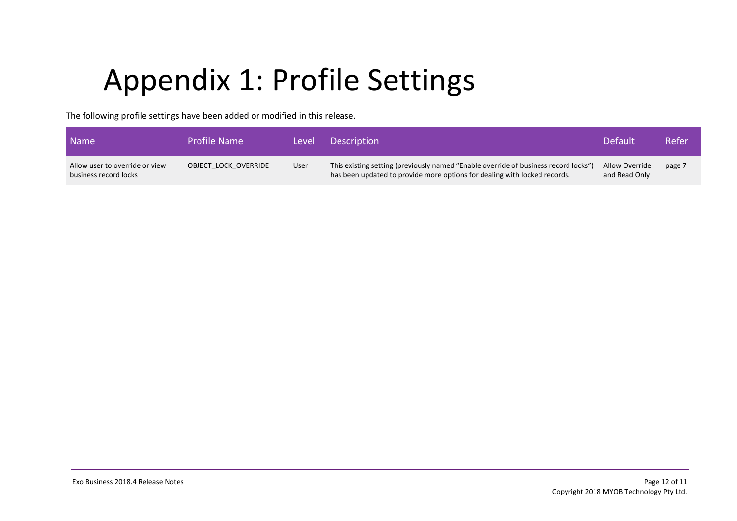# Appendix 1: Profile Settings

The following profile settings have been added or modified in this release.

| Name | Profile Name | Level | Description | Default | Refer |
| --- | --- | --- | --- | --- | --- |
| Allow user to override or view business record locks | OBJECT_LOCK_OVERRIDE | User | This existing setting (previously named "Enable override of business record locks") has been updated to provide more options for dealing with locked records. | Allow Override and Read Only | page 7 |